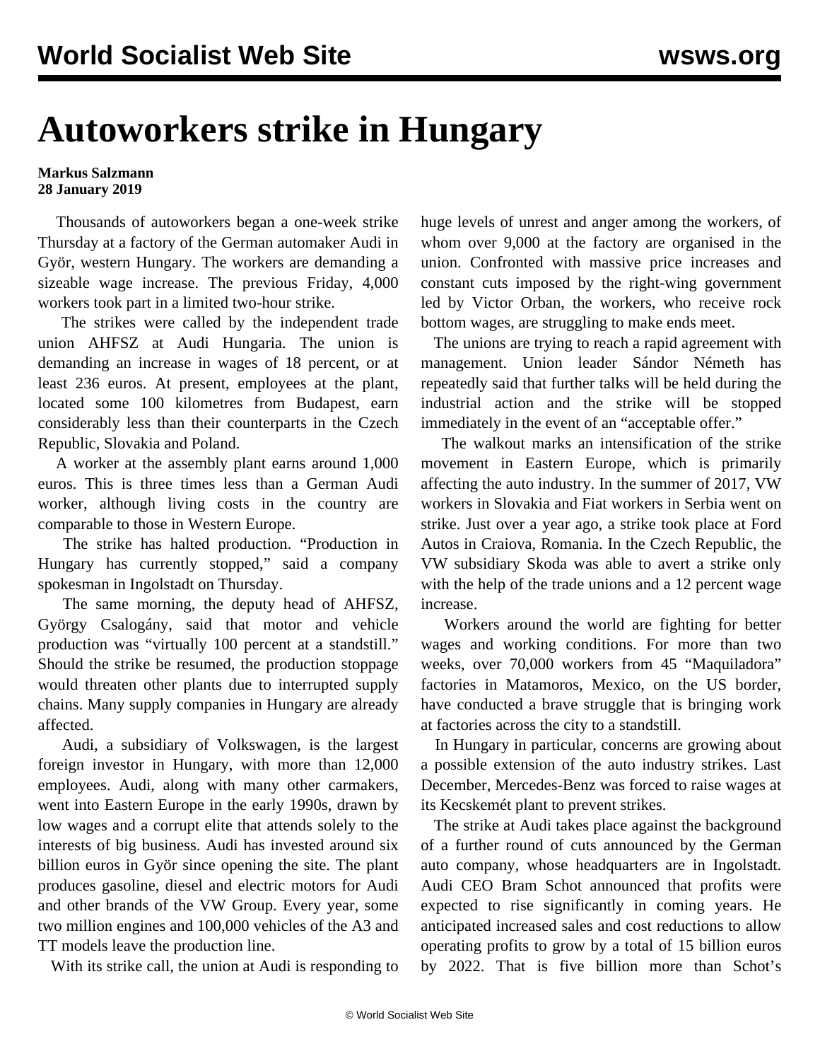# Autoworkers strike in Hungary

**Markus Salzmann**
**28 January 2019**

Thousands of autoworkers began a one-week strike Thursday at a factory of the German automaker Audi in Györ, western Hungary. The workers are demanding a sizeable wage increase. The previous Friday, 4,000 workers took part in a limited two-hour strike.

The strikes were called by the independent trade union AHFSZ at Audi Hungaria. The union is demanding an increase in wages of 18 percent, or at least 236 euros. At present, employees at the plant, located some 100 kilometres from Budapest, earn considerably less than their counterparts in the Czech Republic, Slovakia and Poland.

A worker at the assembly plant earns around 1,000 euros. This is three times less than a German Audi worker, although living costs in the country are comparable to those in Western Europe.

The strike has halted production. "Production in Hungary has currently stopped," said a company spokesman in Ingolstadt on Thursday.

The same morning, the deputy head of AHFSZ, György Csalogány, said that motor and vehicle production was "virtually 100 percent at a standstill." Should the strike be resumed, the production stoppage would threaten other plants due to interrupted supply chains. Many supply companies in Hungary are already affected.

Audi, a subsidiary of Volkswagen, is the largest foreign investor in Hungary, with more than 12,000 employees. Audi, along with many other carmakers, went into Eastern Europe in the early 1990s, drawn by low wages and a corrupt elite that attends solely to the interests of big business. Audi has invested around six billion euros in Györ since opening the site. The plant produces gasoline, diesel and electric motors for Audi and other brands of the VW Group. Every year, some two million engines and 100,000 vehicles of the A3 and TT models leave the production line.

With its strike call, the union at Audi is responding to huge levels of unrest and anger among the workers, of whom over 9,000 at the factory are organised in the union. Confronted with massive price increases and constant cuts imposed by the right-wing government led by Victor Orban, the workers, who receive rock bottom wages, are struggling to make ends meet.

The unions are trying to reach a rapid agreement with management. Union leader Sándor Németh has repeatedly said that further talks will be held during the industrial action and the strike will be stopped immediately in the event of an "acceptable offer."

The walkout marks an intensification of the strike movement in Eastern Europe, which is primarily affecting the auto industry. In the summer of 2017, VW workers in Slovakia and Fiat workers in Serbia went on strike. Just over a year ago, a strike took place at Ford Autos in Craiova, Romania. In the Czech Republic, the VW subsidiary Skoda was able to avert a strike only with the help of the trade unions and a 12 percent wage increase.

Workers around the world are fighting for better wages and working conditions. For more than two weeks, over 70,000 workers from 45 "Maquiladora" factories in Matamoros, Mexico, on the US border, have conducted a brave struggle that is bringing work at factories across the city to a standstill.

In Hungary in particular, concerns are growing about a possible extension of the auto industry strikes. Last December, Mercedes-Benz was forced to raise wages at its Kecskemét plant to prevent strikes.

The strike at Audi takes place against the background of a further round of cuts announced by the German auto company, whose headquarters are in Ingolstadt. Audi CEO Bram Schot announced that profits were expected to rise significantly in coming years. He anticipated increased sales and cost reductions to allow operating profits to grow by a total of 15 billion euros by 2022. That is five billion more than Schot's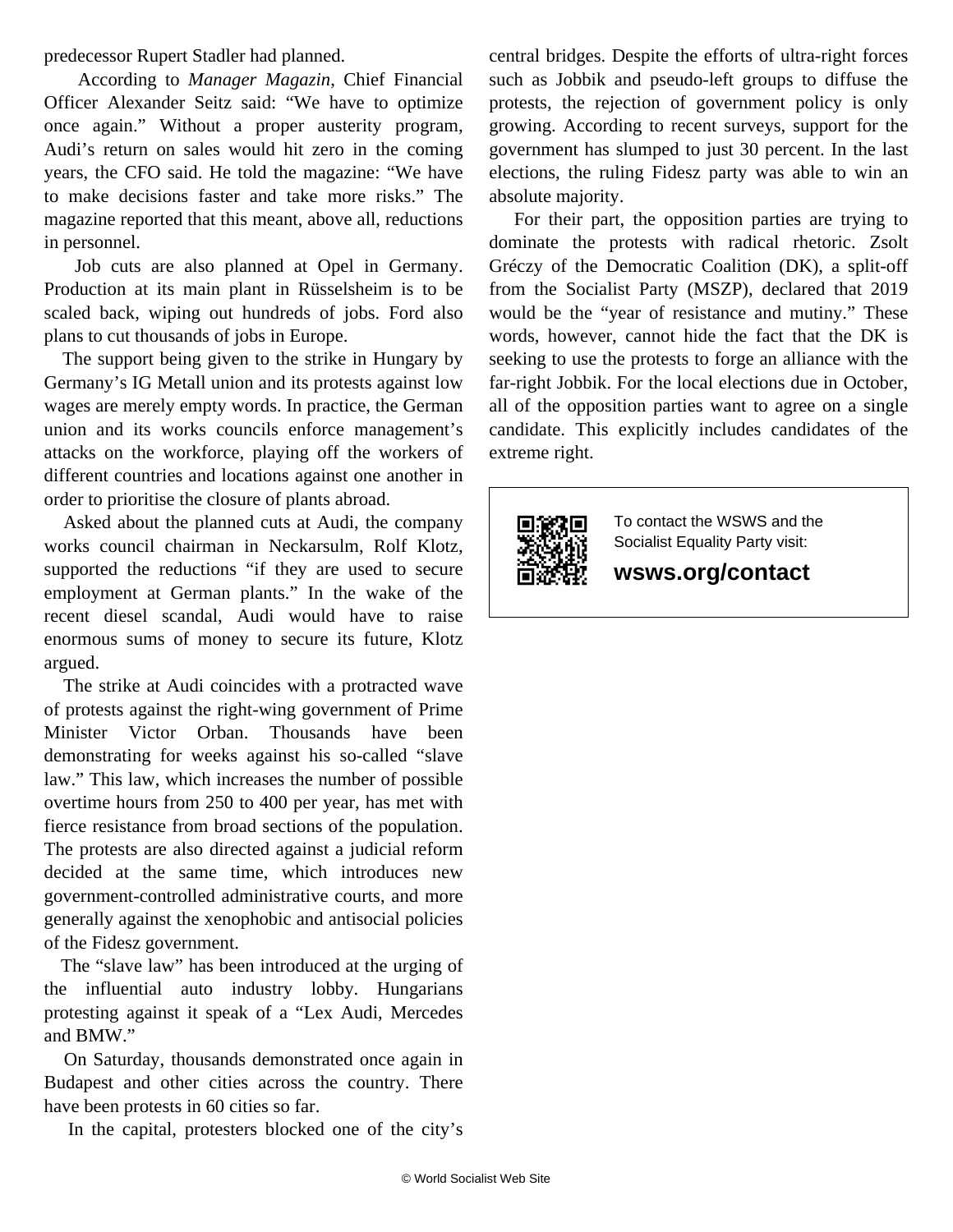predecessor Rupert Stadler had planned.

According to *Manager Magazin*, Chief Financial Officer Alexander Seitz said: “We have to optimize once again.” Without a proper austerity program, Audi’s return on sales would hit zero in the coming years, the CFO said. He told the magazine: “We have to make decisions faster and take more risks.” The magazine reported that this meant, above all, reductions in personnel.

Job cuts are also planned at Opel in Germany. Production at its main plant in Rüsselsheim is to be scaled back, wiping out hundreds of jobs. Ford also plans to cut thousands of jobs in Europe.

The support being given to the strike in Hungary by Germany’s IG Metall union and its protests against low wages are merely empty words. In practice, the German union and its works councils enforce management’s attacks on the workforce, playing off the workers of different countries and locations against one another in order to prioritise the closure of plants abroad.

Asked about the planned cuts at Audi, the company works council chairman in Neckarsulm, Rolf Klotz, supported the reductions “if they are used to secure employment at German plants.” In the wake of the recent diesel scandal, Audi would have to raise enormous sums of money to secure its future, Klotz argued.

The strike at Audi coincides with a protracted wave of protests against the right-wing government of Prime Minister Victor Orban. Thousands have been demonstrating for weeks against his so-called “slave law.” This law, which increases the number of possible overtime hours from 250 to 400 per year, has met with fierce resistance from broad sections of the population. The protests are also directed against a judicial reform decided at the same time, which introduces new government-controlled administrative courts, and more generally against the xenophobic and antisocial policies of the Fidesz government.

The “slave law” has been introduced at the urging of the influential auto industry lobby. Hungarians protesting against it speak of a “Lex Audi, Mercedes and BMW.”

On Saturday, thousands demonstrated once again in Budapest and other cities across the country. There have been protests in 60 cities so far.

In the capital, protesters blocked one of the city’s central bridges. Despite the efforts of ultra-right forces such as Jobbik and pseudo-left groups to diffuse the protests, the rejection of government policy is only growing. According to recent surveys, support for the government has slumped to just 30 percent. In the last elections, the ruling Fidesz party was able to win an absolute majority.

For their part, the opposition parties are trying to dominate the protests with radical rhetoric. Zsolt Gréczy of the Democratic Coalition (DK), a split-off from the Socialist Party (MSZP), declared that 2019 would be the “year of resistance and mutiny.” These words, however, cannot hide the fact that the DK is seeking to use the protests to forge an alliance with the far-right Jobbik. For the local elections due in October, all of the opposition parties want to agree on a single candidate. This explicitly includes candidates of the extreme right.

To contact the WSWS and the Socialist Equality Party visit:

**wsws.org/contact**